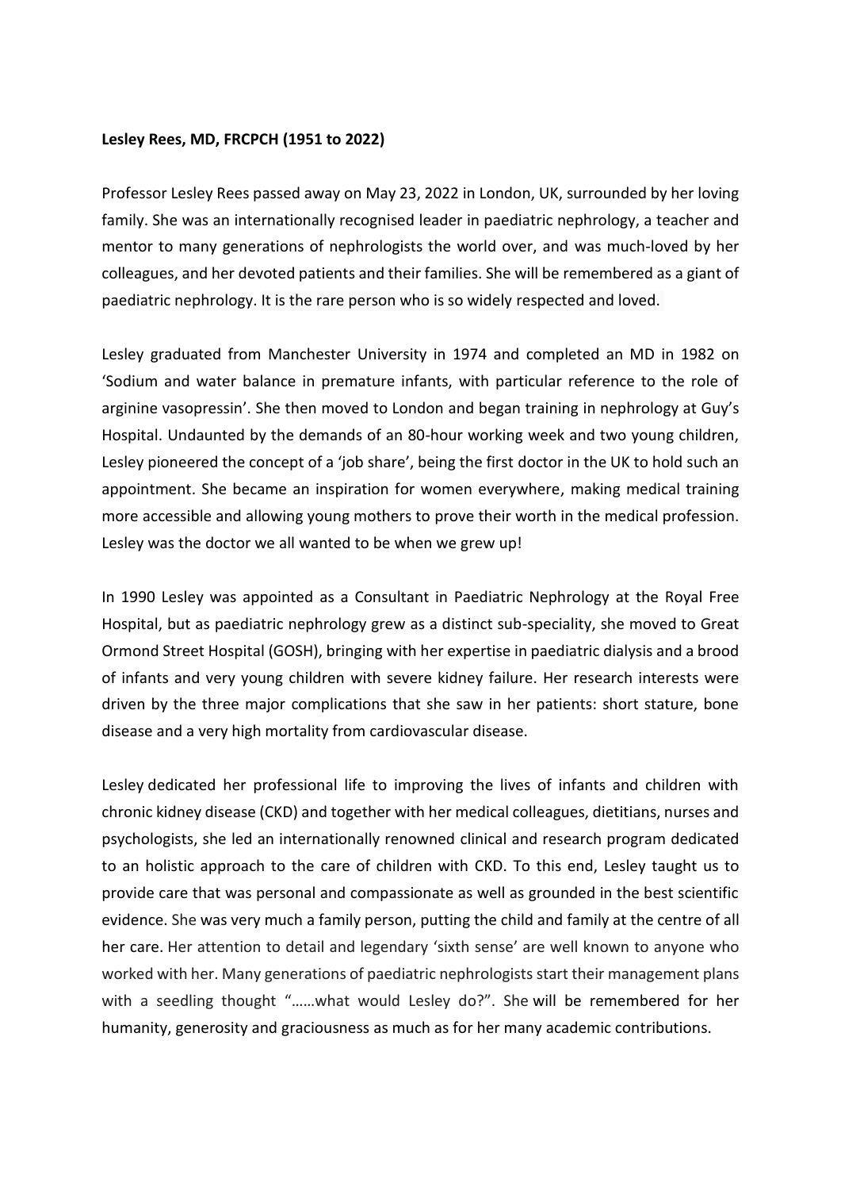**Lesley Rees, MD, FRCPCH (1951 to 2022)**

Professor Lesley Rees passed away on May 23, 2022 in London, UK, surrounded by her loving family. She was an internationally recognised leader in paediatric nephrology, a teacher and mentor to many generations of nephrologists the world over, and was much-loved by her colleagues, and her devoted patients and their families. She will be remembered as a giant of paediatric nephrology. It is the rare person who is so widely respected and loved.

Lesley graduated from Manchester University in 1974 and completed an MD in 1982 on 'Sodium and water balance in premature infants, with particular reference to the role of arginine vasopressin'. She then moved to London and began training in nephrology at Guy's Hospital. Undaunted by the demands of an 80-hour working week and two young children, Lesley pioneered the concept of a 'job share', being the first doctor in the UK to hold such an appointment. She became an inspiration for women everywhere, making medical training more accessible and allowing young mothers to prove their worth in the medical profession. Lesley was the doctor we all wanted to be when we grew up!

In 1990 Lesley was appointed as a Consultant in Paediatric Nephrology at the Royal Free Hospital, but as paediatric nephrology grew as a distinct sub-speciality, she moved to Great Ormond Street Hospital (GOSH), bringing with her expertise in paediatric dialysis and a brood of infants and very young children with severe kidney failure. Her research interests were driven by the three major complications that she saw in her patients: short stature, bone disease and a very high mortality from cardiovascular disease.

Lesley dedicated her professional life to improving the lives of infants and children with chronic kidney disease (CKD) and together with her medical colleagues, dietitians, nurses and psychologists, she led an internationally renowned clinical and research program dedicated to an holistic approach to the care of children with CKD. To this end, Lesley taught us to provide care that was personal and compassionate as well as grounded in the best scientific evidence. She was very much a family person, putting the child and family at the centre of all her care. Her attention to detail and legendary 'sixth sense' are well known to anyone who worked with her. Many generations of paediatric nephrologists start their management plans with a seedling thought "……what would Lesley do?". She will be remembered for her humanity, generosity and graciousness as much as for her many academic contributions.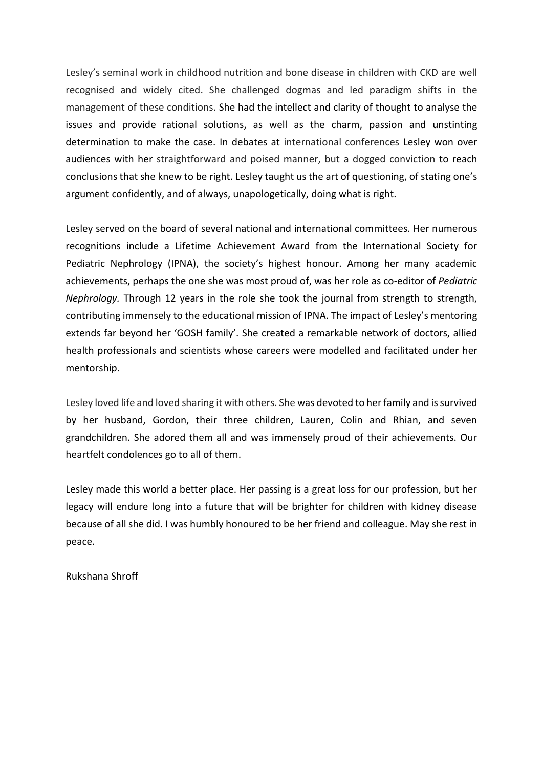Lesley's seminal work in childhood nutrition and bone disease in children with CKD are well recognised and widely cited. She challenged dogmas and led paradigm shifts in the management of these conditions. She had the intellect and clarity of thought to analyse the issues and provide rational solutions, as well as the charm, passion and unstinting determination to make the case. In debates at international conferences Lesley won over audiences with her straightforward and poised manner, but a dogged conviction to reach conclusions that she knew to be right. Lesley taught us the art of questioning, of stating one's argument confidently, and of always, unapologetically, doing what is right.

Lesley served on the board of several national and international committees. Her numerous recognitions include a Lifetime Achievement Award from the International Society for Pediatric Nephrology (IPNA), the society's highest honour. Among her many academic achievements, perhaps the one she was most proud of, was her role as co-editor of *Pediatric Nephrology.* Through 12 years in the role she took the journal from strength to strength, contributing immensely to the educational mission of IPNA. The impact of Lesley's mentoring extends far beyond her 'GOSH family'. She created a remarkable network of doctors, allied health professionals and scientists whose careers were modelled and facilitated under her mentorship.

Lesley loved life and loved sharing it with others. She was devoted to her family and is survived by her husband, Gordon, their three children, Lauren, Colin and Rhian, and seven grandchildren. She adored them all and was immensely proud of their achievements. Our heartfelt condolences go to all of them.

Lesley made this world a better place. Her passing is a great loss for our profession, but her legacy will endure long into a future that will be brighter for children with kidney disease because of all she did. I was humbly honoured to be her friend and colleague. May she rest in peace.

Rukshana Shroff